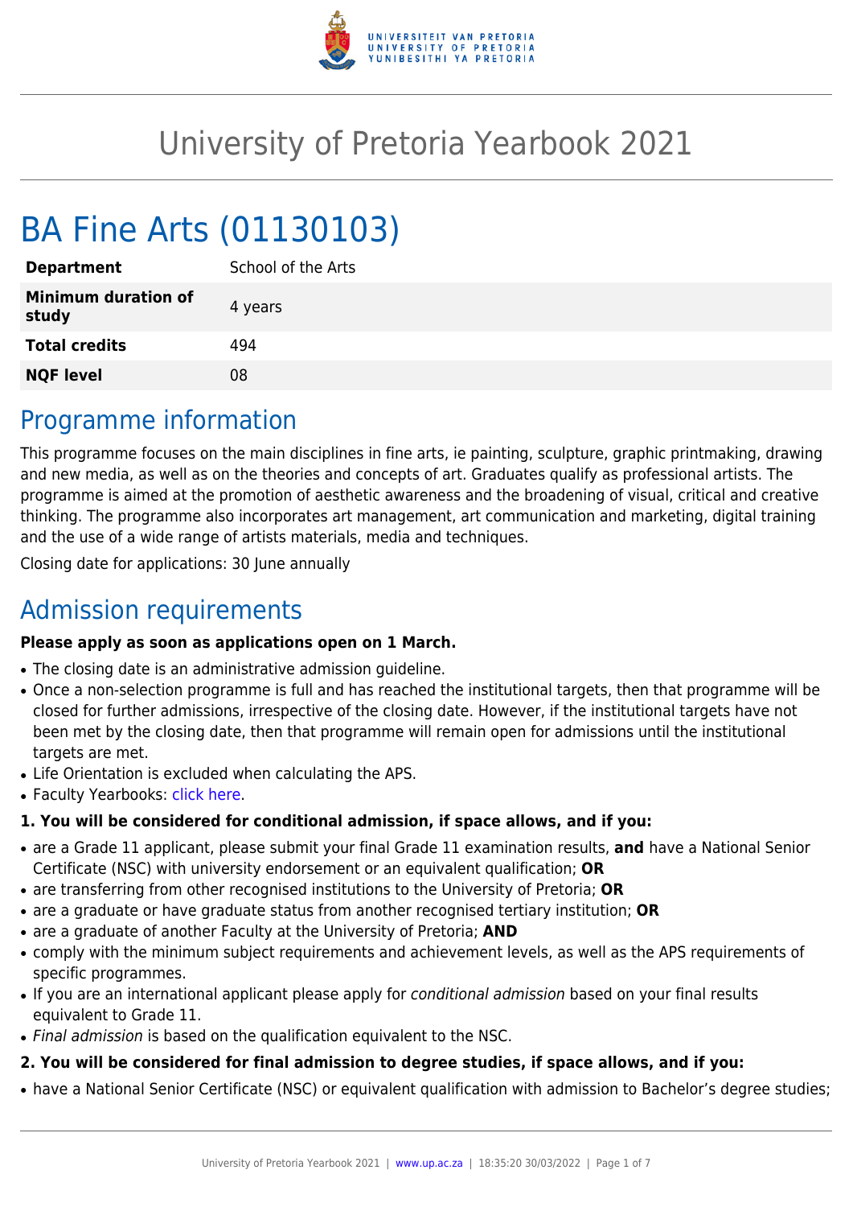# University of Pretoria Yearbook 2021

# BA Fine Arts (01130103)

| | |
|---|---|
| **Department** | School of the Arts |
| **Minimum duration of study** | 4 years |
| **Total credits** | 494 |
| **NQF level** | 08 |

## Programme information

This programme focuses on the main disciplines in fine arts, ie painting, sculpture, graphic printmaking, drawing and new media, as well as on the theories and concepts of art. Graduates qualify as professional artists. The programme is aimed at the promotion of aesthetic awareness and the broadening of visual, critical and creative thinking. The programme also incorporates art management, art communication and marketing, digital training and the use of a wide range of artists materials, media and techniques.

Closing date for applications: 30 June annually

## Admission requirements

**Please apply as soon as applications open on 1 March.**

- The closing date is an administrative admission guideline.
- Once a non-selection programme is full and has reached the institutional targets, then that programme will be closed for further admissions, irrespective of the closing date. However, if the institutional targets have not been met by the closing date, then that programme will remain open for admissions until the institutional targets are met.
- Life Orientation is excluded when calculating the APS.
- Faculty Yearbooks: click here.

**1. You will be considered for conditional admission, if space allows, and if you:**

- are a Grade 11 applicant, please submit your final Grade 11 examination results, **and** have a National Senior Certificate (NSC) with university endorsement or an equivalent qualification; **OR**
- are transferring from other recognised institutions to the University of Pretoria; **OR**
- are a graduate or have graduate status from another recognised tertiary institution; **OR**
- are a graduate of another Faculty at the University of Pretoria; **AND**
- comply with the minimum subject requirements and achievement levels, as well as the APS requirements of specific programmes.
- If you are an international applicant please apply for *conditional admission* based on your final results equivalent to Grade 11.
- *Final admission* is based on the qualification equivalent to the NSC.

**2. You will be considered for final admission to degree studies, if space allows, and if you:**

- have a National Senior Certificate (NSC) or equivalent qualification with admission to Bachelor's degree studies;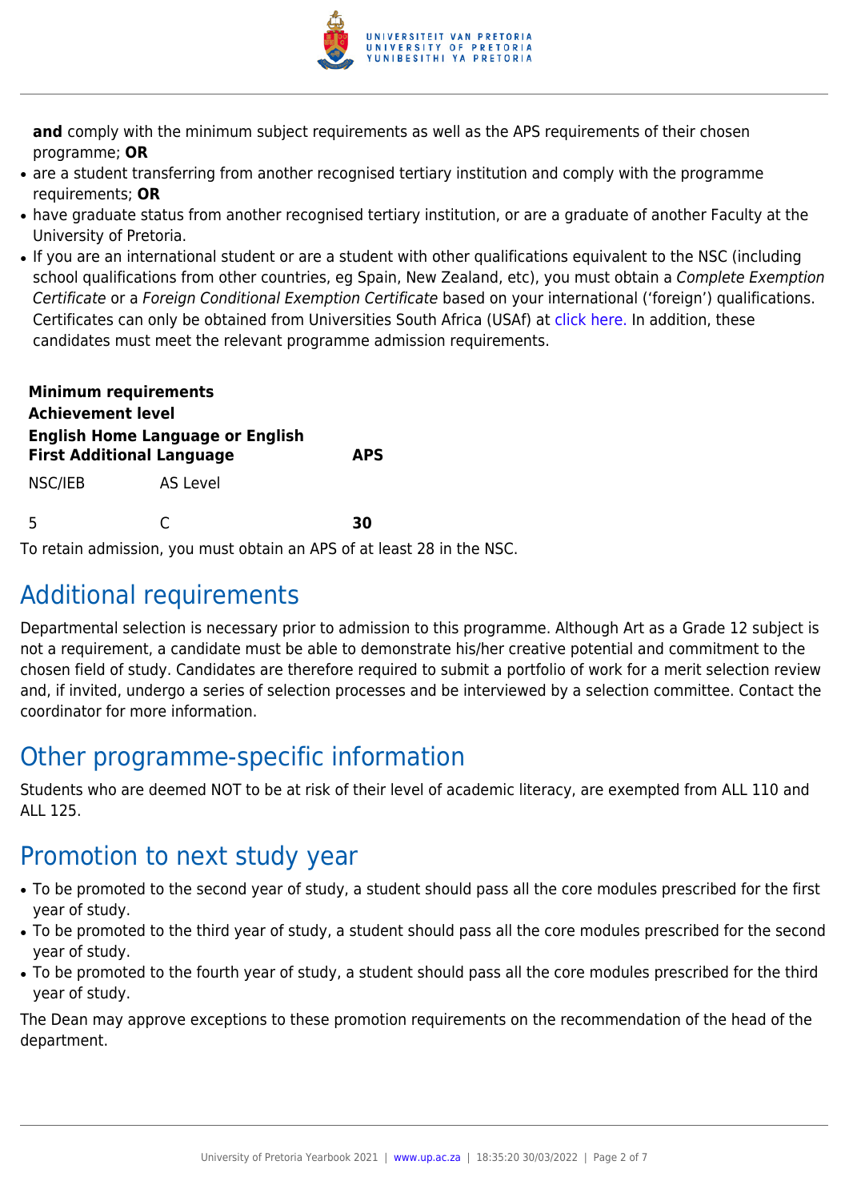**and** comply with the minimum subject requirements as well as the APS requirements of their chosen programme; **OR**

- are a student transferring from another recognised tertiary institution and comply with the programme requirements; **OR**
- have graduate status from another recognised tertiary institution, or are a graduate of another Faculty at the University of Pretoria.
- If you are an international student or are a student with other qualifications equivalent to the NSC (including school qualifications from other countries, eg Spain, New Zealand, etc), you must obtain a *Complete Exemption Certificate* or a *Foreign Conditional Exemption Certificate* based on your international ('foreign') qualifications. Certificates can only be obtained from Universities South Africa (USAf) at click here. In addition, these candidates must meet the relevant programme admission requirements.

| **Minimum requirements** | | |
|---|---|---|
| **Achievement level** | | |
| **English Home Language or English First Additional Language** | | **APS** |
| NSC/IEB | AS Level | |
| 5 | C | **30** |

To retain admission, you must obtain an APS of at least 28 in the NSC.

## Additional requirements

Departmental selection is necessary prior to admission to this programme. Although Art as a Grade 12 subject is not a requirement, a candidate must be able to demonstrate his/her creative potential and commitment to the chosen field of study. Candidates are therefore required to submit a portfolio of work for a merit selection review and, if invited, undergo a series of selection processes and be interviewed by a selection committee. Contact the coordinator for more information.

## Other programme-specific information

Students who are deemed NOT to be at risk of their level of academic literacy, are exempted from ALL 110 and ALL 125.

## Promotion to next study year

- To be promoted to the second year of study, a student should pass all the core modules prescribed for the first year of study.
- To be promoted to the third year of study, a student should pass all the core modules prescribed for the second year of study.
- To be promoted to the fourth year of study, a student should pass all the core modules prescribed for the third year of study.

The Dean may approve exceptions to these promotion requirements on the recommendation of the head of the department.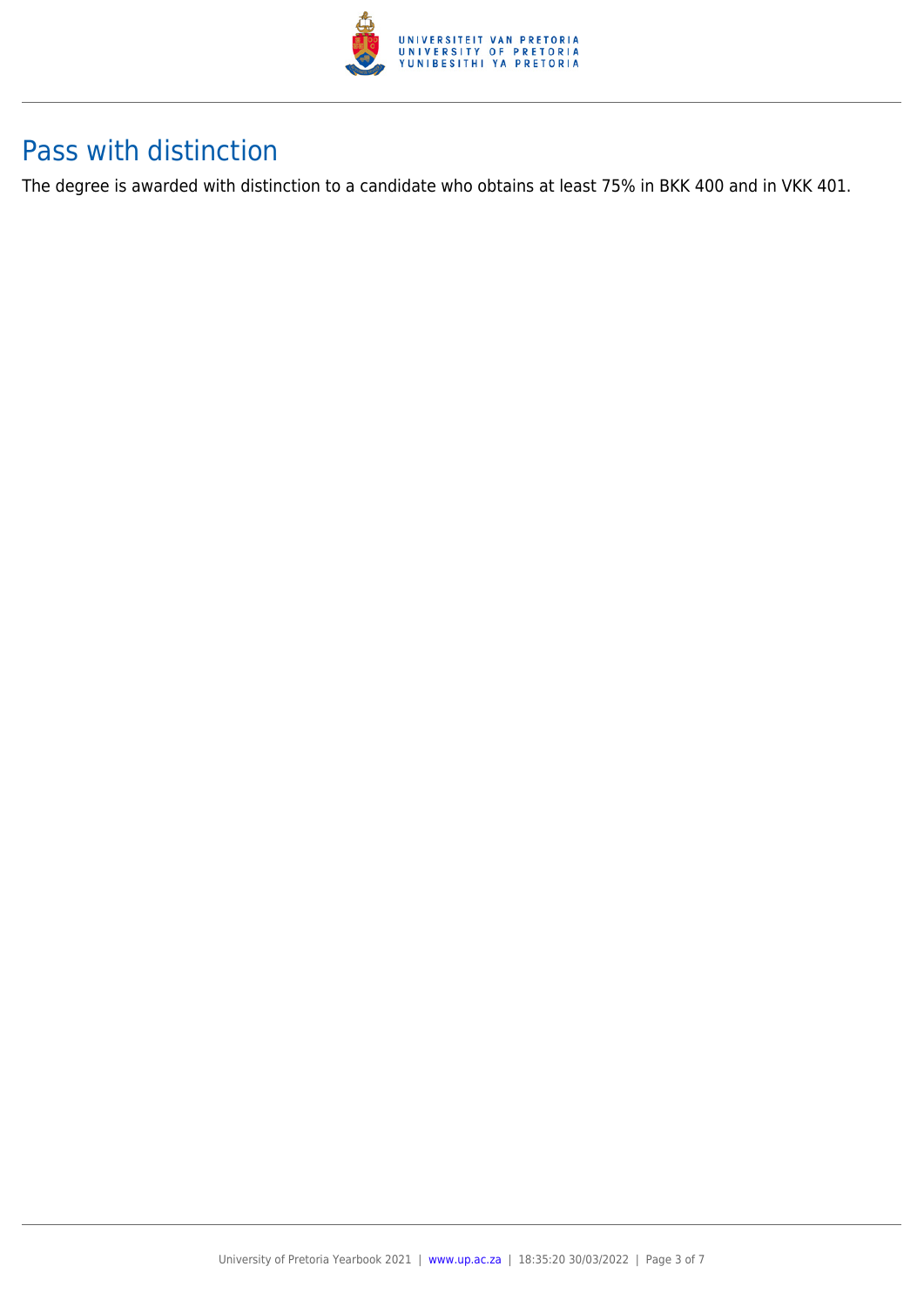## Pass with distinction

The degree is awarded with distinction to a candidate who obtains at least 75% in BKK 400 and in VKK 401.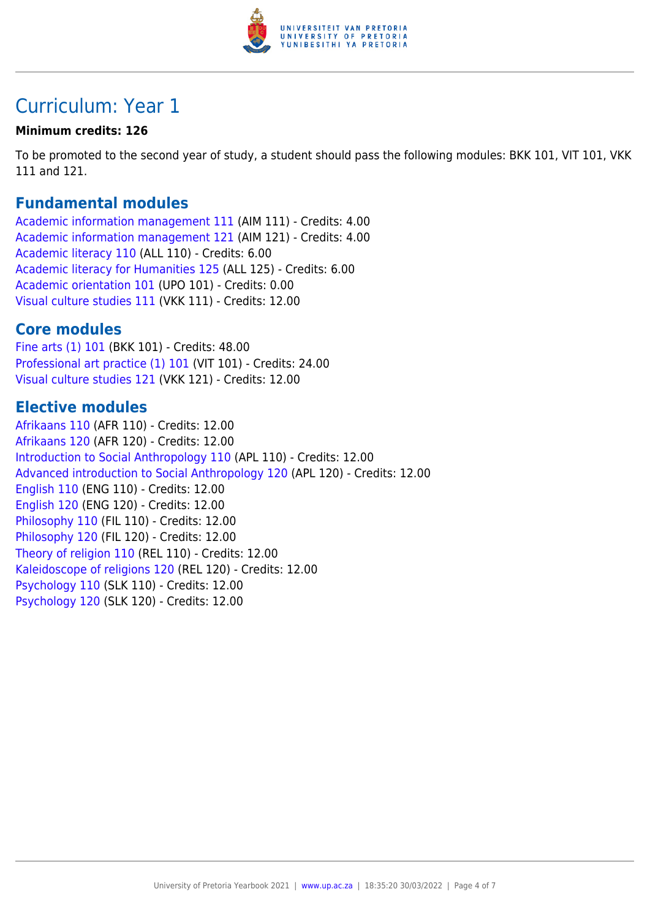# Curriculum: Year 1

**Minimum credits: 126**

To be promoted to the second year of study, a student should pass the following modules: BKK 101, VIT 101, VKK 111 and 121.

## Fundamental modules

Academic information management 111 (AIM 111) - Credits: 4.00
Academic information management 121 (AIM 121) - Credits: 4.00
Academic literacy 110 (ALL 110) - Credits: 6.00
Academic literacy for Humanities 125 (ALL 125) - Credits: 6.00
Academic orientation 101 (UPO 101) - Credits: 0.00
Visual culture studies 111 (VKK 111) - Credits: 12.00

## Core modules

Fine arts (1) 101 (BKK 101) - Credits: 48.00
Professional art practice (1) 101 (VIT 101) - Credits: 24.00
Visual culture studies 121 (VKK 121) - Credits: 12.00

## Elective modules

Afrikaans 110 (AFR 110) - Credits: 12.00
Afrikaans 120 (AFR 120) - Credits: 12.00
Introduction to Social Anthropology 110 (APL 110) - Credits: 12.00
Advanced introduction to Social Anthropology 120 (APL 120) - Credits: 12.00
English 110 (ENG 110) - Credits: 12.00
English 120 (ENG 120) - Credits: 12.00
Philosophy 110 (FIL 110) - Credits: 12.00
Philosophy 120 (FIL 120) - Credits: 12.00
Theory of religion 110 (REL 110) - Credits: 12.00
Kaleidoscope of religions 120 (REL 120) - Credits: 12.00
Psychology 110 (SLK 110) - Credits: 12.00
Psychology 120 (SLK 120) - Credits: 12.00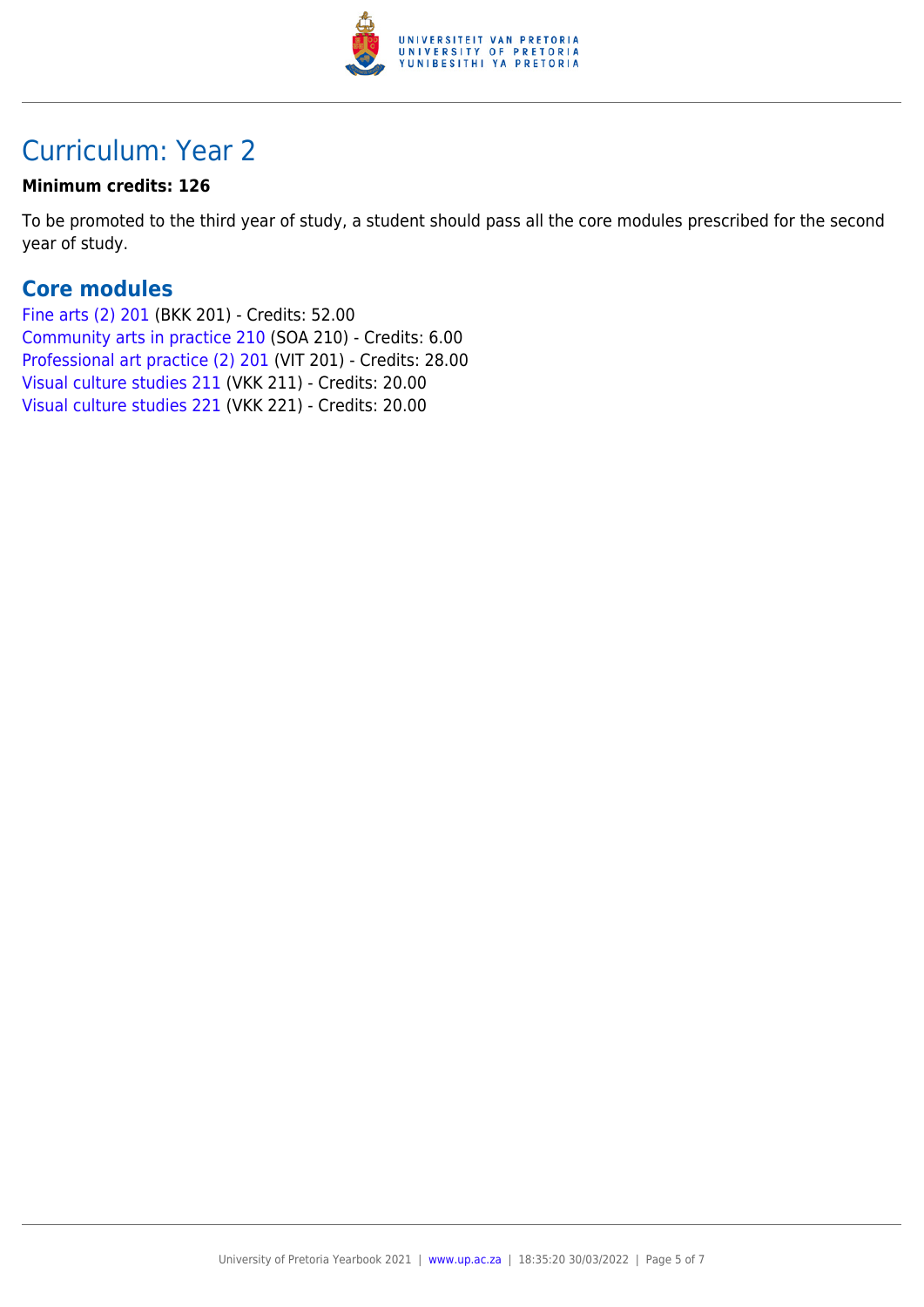# Curriculum: Year 2

**Minimum credits: 126**

To be promoted to the third year of study, a student should pass all the core modules prescribed for the second year of study.

## Core modules

Fine arts (2) 201 (BKK 201) - Credits: 52.00
Community arts in practice 210 (SOA 210) - Credits: 6.00
Professional art practice (2) 201 (VIT 201) - Credits: 28.00
Visual culture studies 211 (VKK 211) - Credits: 20.00
Visual culture studies 221 (VKK 221) - Credits: 20.00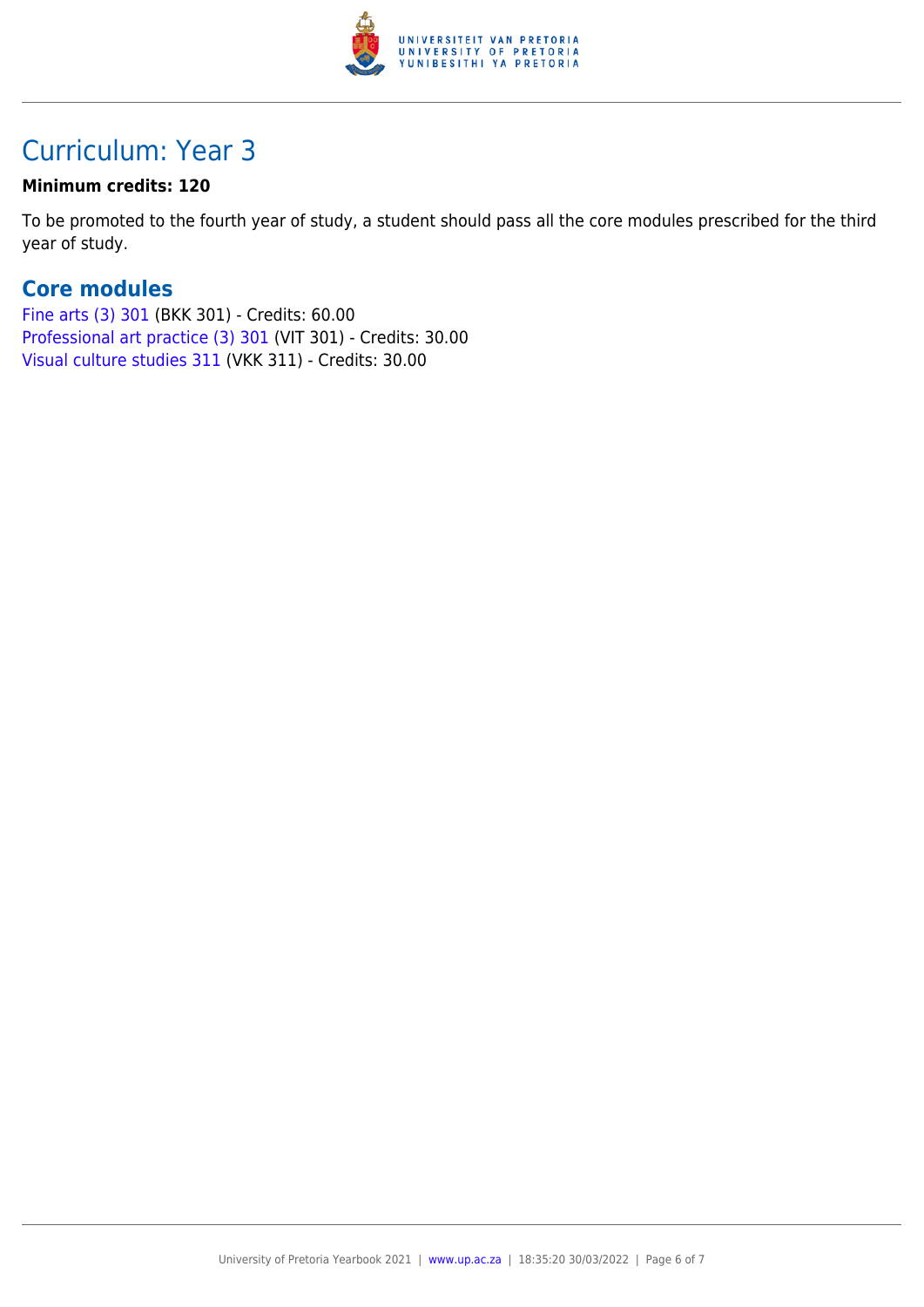## Curriculum: Year 3

**Minimum credits: 120**

To be promoted to the fourth year of study, a student should pass all the core modules prescribed for the third year of study.

### Core modules

Fine arts (3) 301 (BKK 301) - Credits: 60.00
Professional art practice (3) 301 (VIT 301) - Credits: 30.00
Visual culture studies 311 (VKK 311) - Credits: 30.00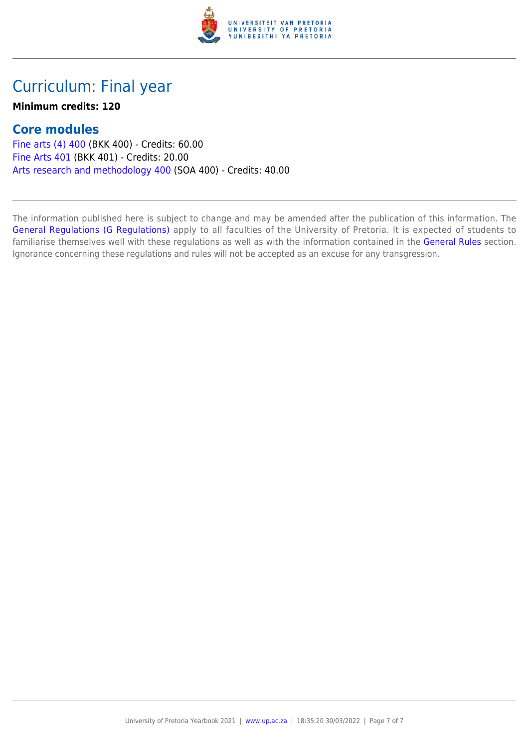# Curriculum: Final year

**Minimum credits: 120**

## Core modules

Fine arts (4) 400 (BKK 400) - Credits: 60.00
Fine Arts 401 (BKK 401) - Credits: 20.00
Arts research and methodology 400 (SOA 400) - Credits: 40.00

The information published here is subject to change and may be amended after the publication of this information. The General Regulations (G Regulations) apply to all faculties of the University of Pretoria. It is expected of students to familiarise themselves well with these regulations as well as with the information contained in the General Rules section. Ignorance concerning these regulations and rules will not be accepted as an excuse for any transgression.